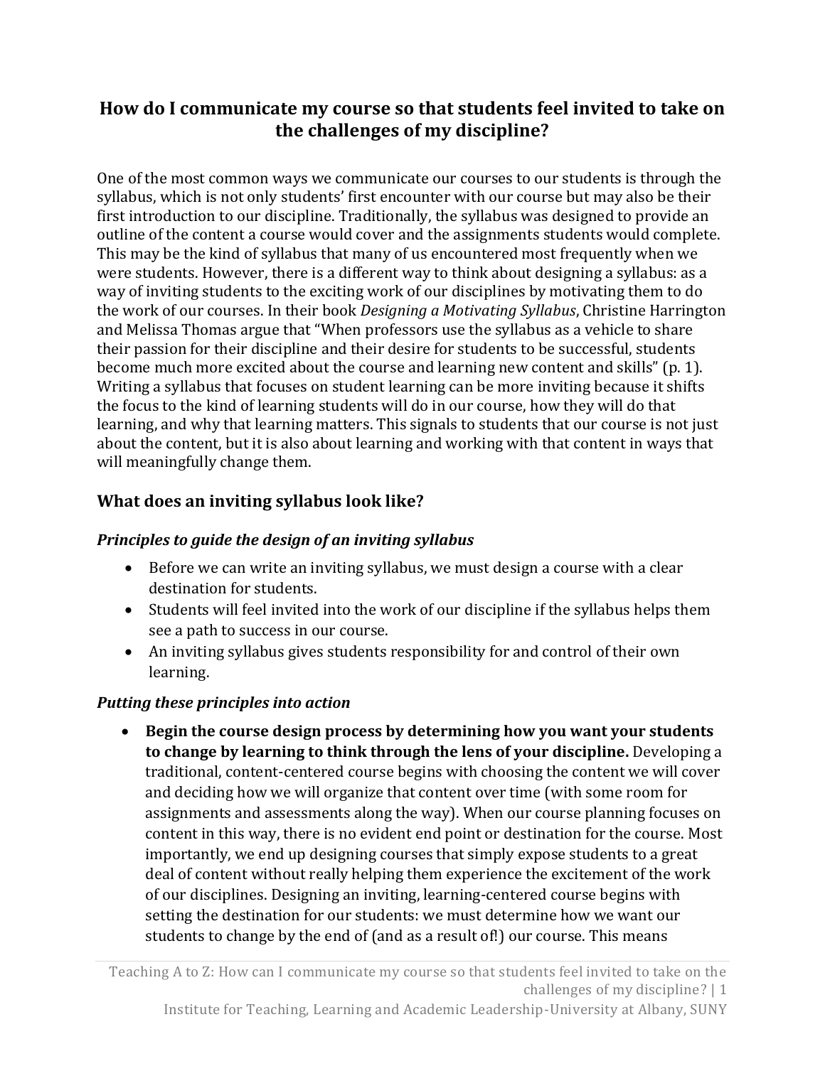# How do I communicate my course so that students feel invited to take on the challenges of my discipline?

One of the most common ways we communicate our courses to our students is through the syllabus, which is not only students' first encounter with our course but may also be their first introduction to our discipline. Traditionally, the syllabus was designed to provide an outline of the content a course would cover and the assignments students would complete. This may be the kind of syllabus that many of us encountered most frequently when we were students. However, there is a different way to think about designing a syllabus: as a way of inviting students to the exciting work of our disciplines by motivating them to do the work of our courses. In their book *Designing a Motivating Syllabus*, Christine Harrington and Melissa Thomas argue that "When professors use the syllabus as a vehicle to share their passion for their discipline and their desire for students to be successful, students become much more excited about the course and learning new content and skills" (p. 1). Writing a syllabus that focuses on student learning can be more inviting because it shifts the focus to the kind of learning students will do in our course, how they will do that learning, and why that learning matters. This signals to students that our course is not just about the content, but it is also about learning and working with that content in ways that will meaningfully change them.

## What does an inviting syllabus look like?

### *Principles to guide the design of an inviting syllabus*

- Before we can write an inviting syllabus, we must design a course with a clear destination for students.
- Students will feel invited into the work of our discipline if the syllabus helps them see a path to success in our course.
- An inviting syllabus gives students responsibility for and control of their own learning.

### *Putting these principles into action*

- **Begin the course design process by determining how you want your students to change by learning to think through the lens of your discipline.** Developing a traditional, content-centered course begins with choosing the content we will cover and deciding how we will organize that content over time (with some room for assignments and assessments along the way). When our course planning focuses on content in this way, there is no evident end point or destination for the course. Most importantly, we end up designing courses that simply expose students to a great deal of content without really helping them experience the excitement of the work of our disciplines. Designing an inviting, learning-centered course begins with setting the destination for our students: we must determine how we want our students to change by the end of (and as a result of!) our course. This means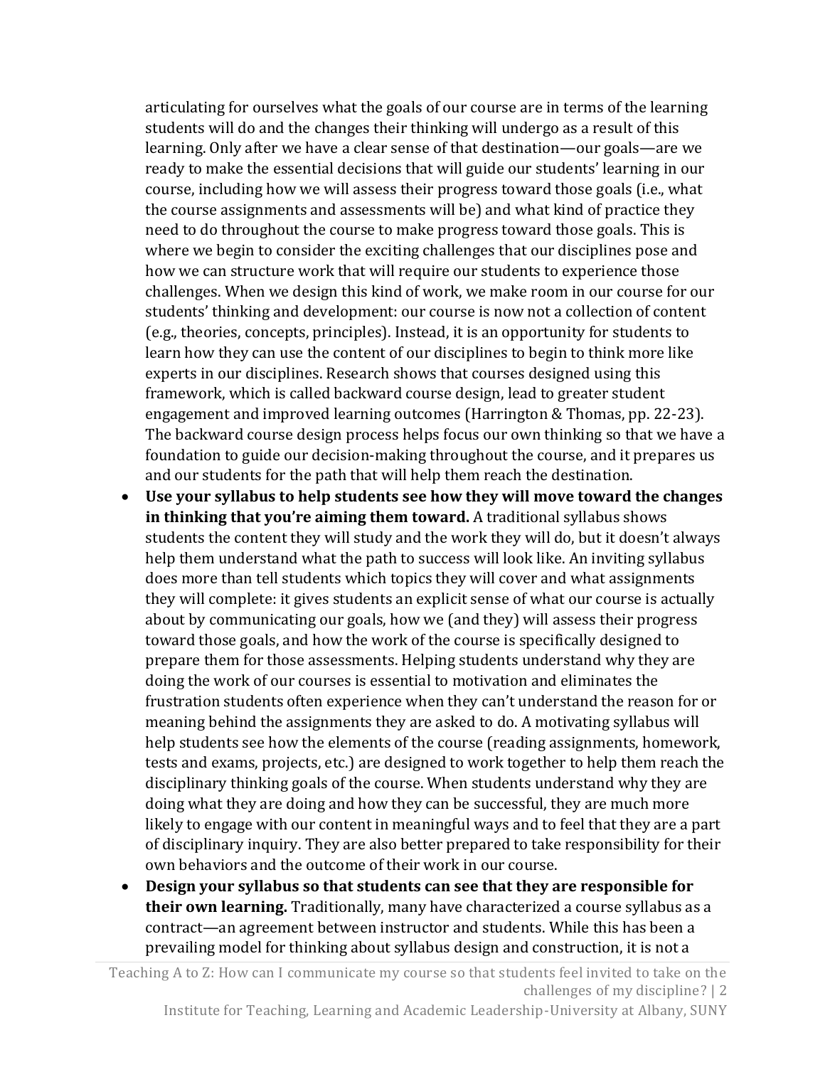articulating for ourselves what the goals of our course are in terms of the learning students will do and the changes their thinking will undergo as a result of this learning. Only after we have a clear sense of that destination—our goals—are we ready to make the essential decisions that will guide our students' learning in our course, including how we will assess their progress toward those goals (i.e., what the course assignments and assessments will be) and what kind of practice they need to do throughout the course to make progress toward those goals. This is where we begin to consider the exciting challenges that our disciplines pose and how we can structure work that will require our students to experience those challenges. When we design this kind of work, we make room in our course for our students' thinking and development: our course is now not a collection of content (e.g., theories, concepts, principles). Instead, it is an opportunity for students to learn how they can use the content of our disciplines to begin to think more like experts in our disciplines. Research shows that courses designed using this framework, which is called backward course design, lead to greater student engagement and improved learning outcomes (Harrington & Thomas, pp. 22-23). The backward course design process helps focus our own thinking so that we have a foundation to guide our decision-making throughout the course, and it prepares us and our students for the path that will help them reach the destination.

- **Use your syllabus to help students see how they will move toward the changes in thinking that you're aiming them toward.** A traditional syllabus shows students the content they will study and the work they will do, but it doesn't always help them understand what the path to success will look like. An inviting syllabus does more than tell students which topics they will cover and what assignments they will complete: it gives students an explicit sense of what our course is actually about by communicating our goals, how we (and they) will assess their progress toward those goals, and how the work of the course is specifically designed to prepare them for those assessments. Helping students understand why they are doing the work of our courses is essential to motivation and eliminates the frustration students often experience when they can't understand the reason for or meaning behind the assignments they are asked to do. A motivating syllabus will help students see how the elements of the course (reading assignments, homework, tests and exams, projects, etc.) are designed to work together to help them reach the disciplinary thinking goals of the course. When students understand why they are doing what they are doing and how they can be successful, they are much more likely to engage with our content in meaningful ways and to feel that they are a part of disciplinary inquiry. They are also better prepared to take responsibility for their own behaviors and the outcome of their work in our course.
- **Design your syllabus so that students can see that they are responsible for their own learning.** Traditionally, many have characterized a course syllabus as a contract—an agreement between instructor and students. While this has been a prevailing model for thinking about syllabus design and construction, it is not a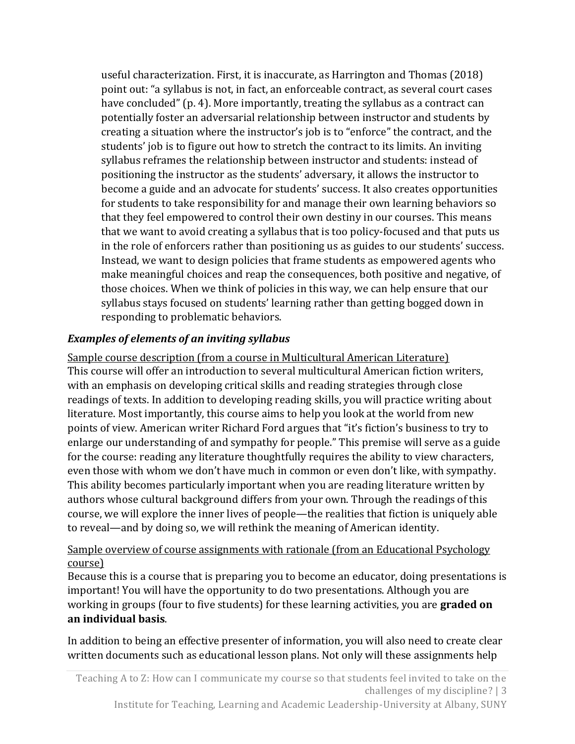useful characterization. First, it is inaccurate, as Harrington and Thomas (2018) point out: "a syllabus is not, in fact, an enforceable contract, as several court cases have concluded" (p. 4). More importantly, treating the syllabus as a contract can potentially foster an adversarial relationship between instructor and students by creating a situation where the instructor's job is to "enforce" the contract, and the students' job is to figure out how to stretch the contract to its limits. An inviting syllabus reframes the relationship between instructor and students: instead of positioning the instructor as the students' adversary, it allows the instructor to become a guide and an advocate for students' success. It also creates opportunities for students to take responsibility for and manage their own learning behaviors so that they feel empowered to control their own destiny in our courses. This means that we want to avoid creating a syllabus that is too policy-focused and that puts us in the role of enforcers rather than positioning us as guides to our students' success. Instead, we want to design policies that frame students as empowered agents who make meaningful choices and reap the consequences, both positive and negative, of those choices. When we think of policies in this way, we can help ensure that our syllabus stays focused on students' learning rather than getting bogged down in responding to problematic behaviors.

### ***Examples of elements of an inviting syllabus***

<u>Sample course description (from a course in Multicultural American Literature)</u>
This course will offer an introduction to several multicultural American fiction writers, with an emphasis on developing critical skills and reading strategies through close readings of texts. In addition to developing reading skills, you will practice writing about literature. Most importantly, this course aims to help you look at the world from new points of view. American writer Richard Ford argues that "it's fiction's business to try to enlarge our understanding of and sympathy for people." This premise will serve as a guide for the course: reading any literature thoughtfully requires the ability to view characters, even those with whom we don't have much in common or even don't like, with sympathy. This ability becomes particularly important when you are reading literature written by authors whose cultural background differs from your own. Through the readings of this course, we will explore the inner lives of people—the realities that fiction is uniquely able to reveal—and by doing so, we will rethink the meaning of American identity.

<u>Sample overview of course assignments with rationale (from an Educational Psychology course)</u>
Because this is a course that is preparing you to become an educator, doing presentations is important! You will have the opportunity to do two presentations. Although you are working in groups (four to five students) for these learning activities, you are **graded on an individual basis**.

In addition to being an effective presenter of information, you will also need to create clear written documents such as educational lesson plans. Not only will these assignments help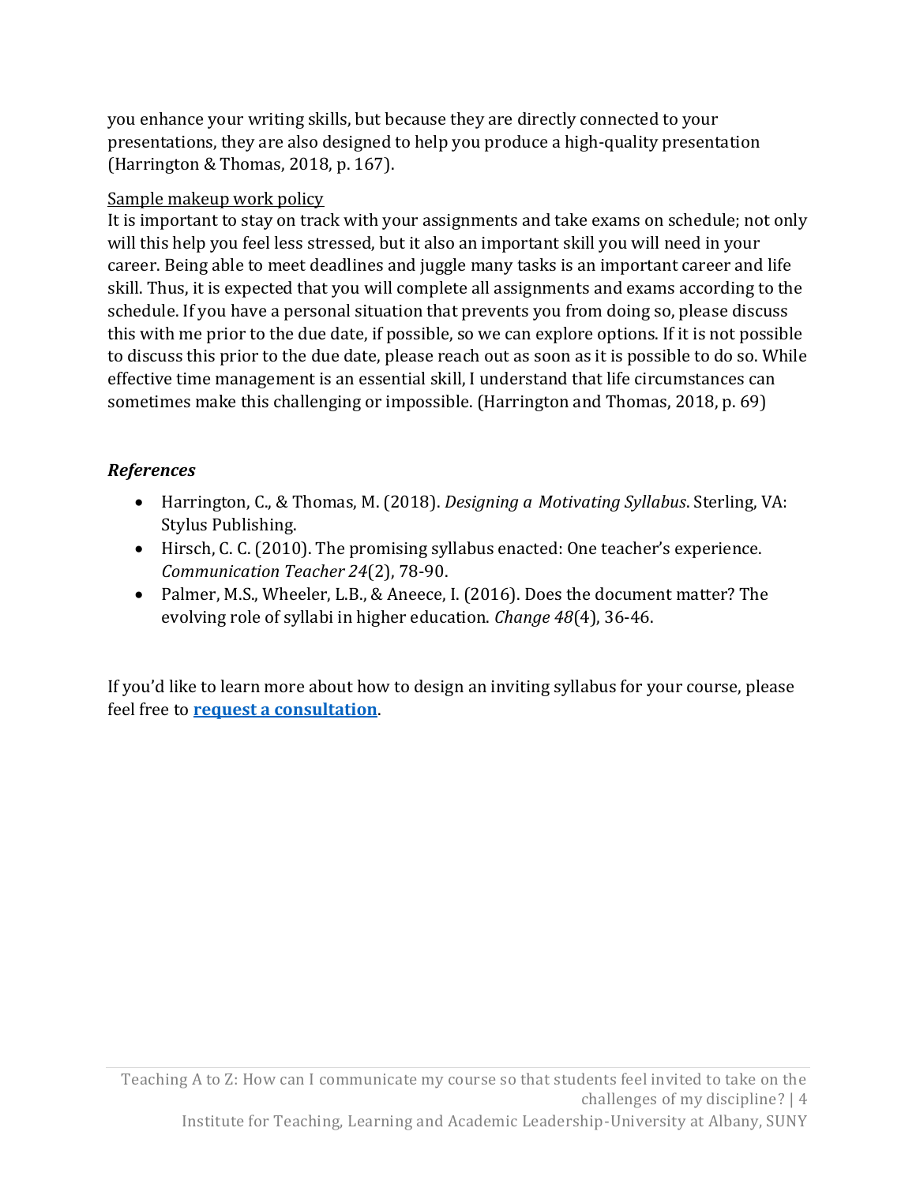you enhance your writing skills, but because they are directly connected to your presentations, they are also designed to help you produce a high-quality presentation (Harrington & Thomas, 2018, p. 167).

<u>Sample makeup work policy</u>

It is important to stay on track with your assignments and take exams on schedule; not only will this help you feel less stressed, but it also an important skill you will need in your career. Being able to meet deadlines and juggle many tasks is an important career and life skill. Thus, it is expected that you will complete all assignments and exams according to the schedule. If you have a personal situation that prevents you from doing so, please discuss this with me prior to the due date, if possible, so we can explore options. If it is not possible to discuss this prior to the due date, please reach out as soon as it is possible to do so. While effective time management is an essential skill, I understand that life circumstances can sometimes make this challenging or impossible. (Harrington and Thomas, 2018, p. 69)

### ***References***

- Harrington, C., & Thomas, M. (2018). *Designing a Motivating Syllabus*. Sterling, VA: Stylus Publishing.
- Hirsch, C. C. (2010). The promising syllabus enacted: One teacher's experience. *Communication Teacher 24*(2), 78-90.
- Palmer, M.S., Wheeler, L.B., & Aneece, I. (2016). Does the document matter? The evolving role of syllabi in higher education. *Change 48*(4), 36-46.

If you'd like to learn more about how to design an inviting syllabus for your course, please feel free to **request a consultation**.